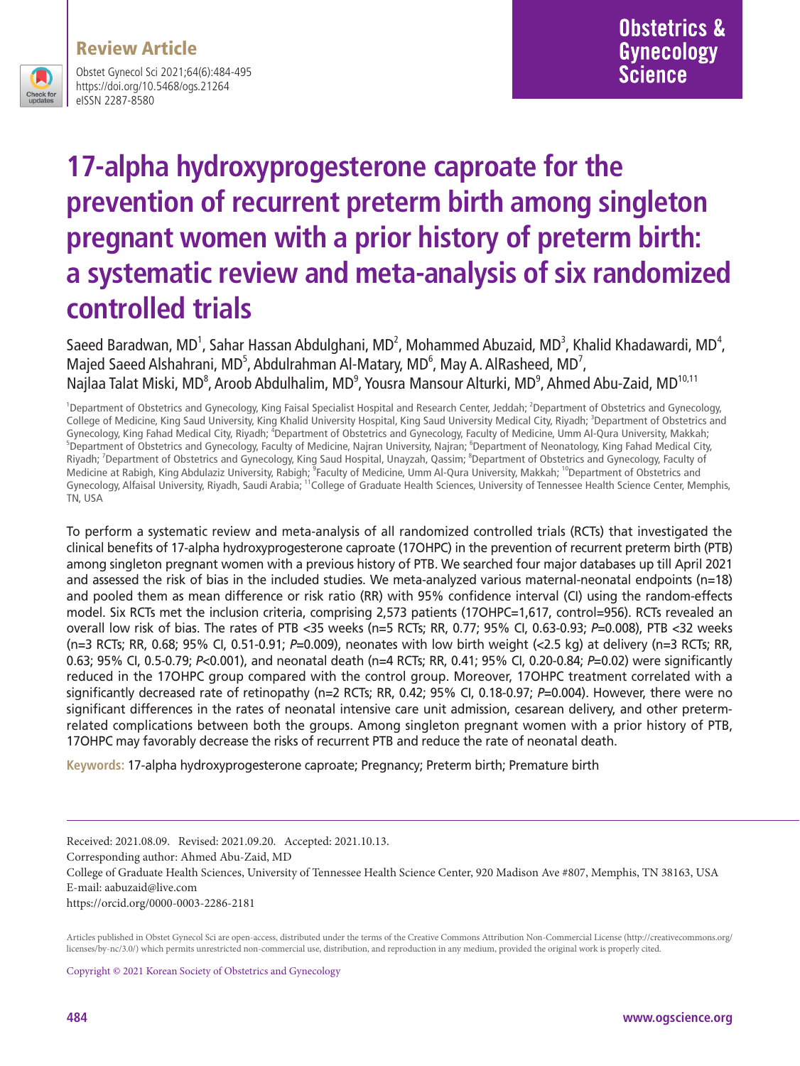Review Article

# 17-alpha hydroxyprogesterone caproate for the prevention of recurrent preterm birth among singleton pregnant women with a prior history of preterm birth: a systematic review and meta-analysis of six randomized controlled trials

Saeed Baradwan, MD[1], Sahar Hassan Abdulghani, MD[2], Mohammed Abuzaid, MD[3], Khalid Khadawardi, MD[4], Majed Saeed Alshahrani, MD[5], Abdulrahman Al-Matary, MD[6], May A. AlRasheed, MD[7], Najlaa Talat Miski, MD[8], Aroob Abdulhalim, MD[9], Yousra Mansour Alturki, MD[9], Ahmed Abu-Zaid, MD[10,11]

[1]Department of Obstetrics and Gynecology, King Faisal Specialist Hospital and Research Center, Jeddah; [2]Department of Obstetrics and Gynecology, College of Medicine, King Saud University, King Khalid University Hospital, King Saud University Medical City, Riyadh; [3]Department of Obstetrics and Gynecology, King Fahad Medical City, Riyadh; [4]Department of Obstetrics and Gynecology, Faculty of Medicine, Umm Al-Qura University, Makkah; [5]Department of Obstetrics and Gynecology, Faculty of Medicine, Najran University, Najran; [6]Department of Neonatology, King Fahad Medical City, Riyadh; [7]Department of Obstetrics and Gynecology, King Saud Hospital, Unayzah, Qassim; [8]Department of Obstetrics and Gynecology, Faculty of Medicine at Rabigh, King Abdulaziz University, Rabigh; [9]Faculty of Medicine, Umm Al-Qura University, Makkah; [10]Department of Obstetrics and Gynecology, Alfaisal University, Riyadh, Saudi Arabia; [11]College of Graduate Health Sciences, University of Tennessee Health Science Center, Memphis, TN, USA

To perform a systematic review and meta-analysis of all randomized controlled trials (RCTs) that investigated the clinical benefits of 17-alpha hydroxyprogesterone caproate (17OHPC) in the prevention of recurrent preterm birth (PTB) among singleton pregnant women with a previous history of PTB. We searched four major databases up till April 2021 and assessed the risk of bias in the included studies. We meta-analyzed various maternal-neonatal endpoints (n=18) and pooled them as mean difference or risk ratio (RR) with 95% confidence interval (CI) using the random-effects model. Six RCTs met the inclusion criteria, comprising 2,573 patients (17OHPC=1,617, control=956). RCTs revealed an overall low risk of bias. The rates of PTB <35 weeks (n=5 RCTs; RR, 0.77; 95% CI, 0.63-0.93; *P*=0.008), PTB <32 weeks (n=3 RCTs; RR, 0.68; 95% CI, 0.51-0.91; *P*=0.009), neonates with low birth weight (<2.5 kg) at delivery (n=3 RCTs; RR, 0.63; 95% CI, 0.5-0.79; *P*<0.001), and neonatal death (n=4 RCTs; RR, 0.41; 95% CI, 0.20-0.84; *P*=0.02) were significantly reduced in the 17OHPC group compared with the control group. Moreover, 17OHPC treatment correlated with a significantly decreased rate of retinopathy (n=2 RCTs; RR, 0.42; 95% CI, 0.18-0.97; *P*=0.004). However, there were no significant differences in the rates of neonatal intensive care unit admission, cesarean delivery, and other preterm-related complications between both the groups. Among singleton pregnant women with a prior history of PTB, 17OHPC may favorably decrease the risks of recurrent PTB and reduce the rate of neonatal death.

**Keywords:** 17-alpha hydroxyprogesterone caproate; Pregnancy; Preterm birth; Premature birth

Received: 2021.08.09. Revised: 2021.09.20. Accepted: 2021.10.13.
Corresponding author: Ahmed Abu-Zaid, MD
College of Graduate Health Sciences, University of Tennessee Health Science Center, 920 Madison Ave #807, Memphis, TN 38163, USA
E-mail: aabuzaid@live.com
https://orcid.org/0000-0003-2286-2181

Articles published in Obstet Gynecol Sci are open-access, distributed under the terms of the Creative Commons Attribution Non-Commercial License (http://creativecommons.org/licenses/by-nc/3.0/) which permits unrestricted non-commercial use, distribution, and reproduction in any medium, provided the original work is properly cited.

Copyright © 2021 Korean Society of Obstetrics and Gynecology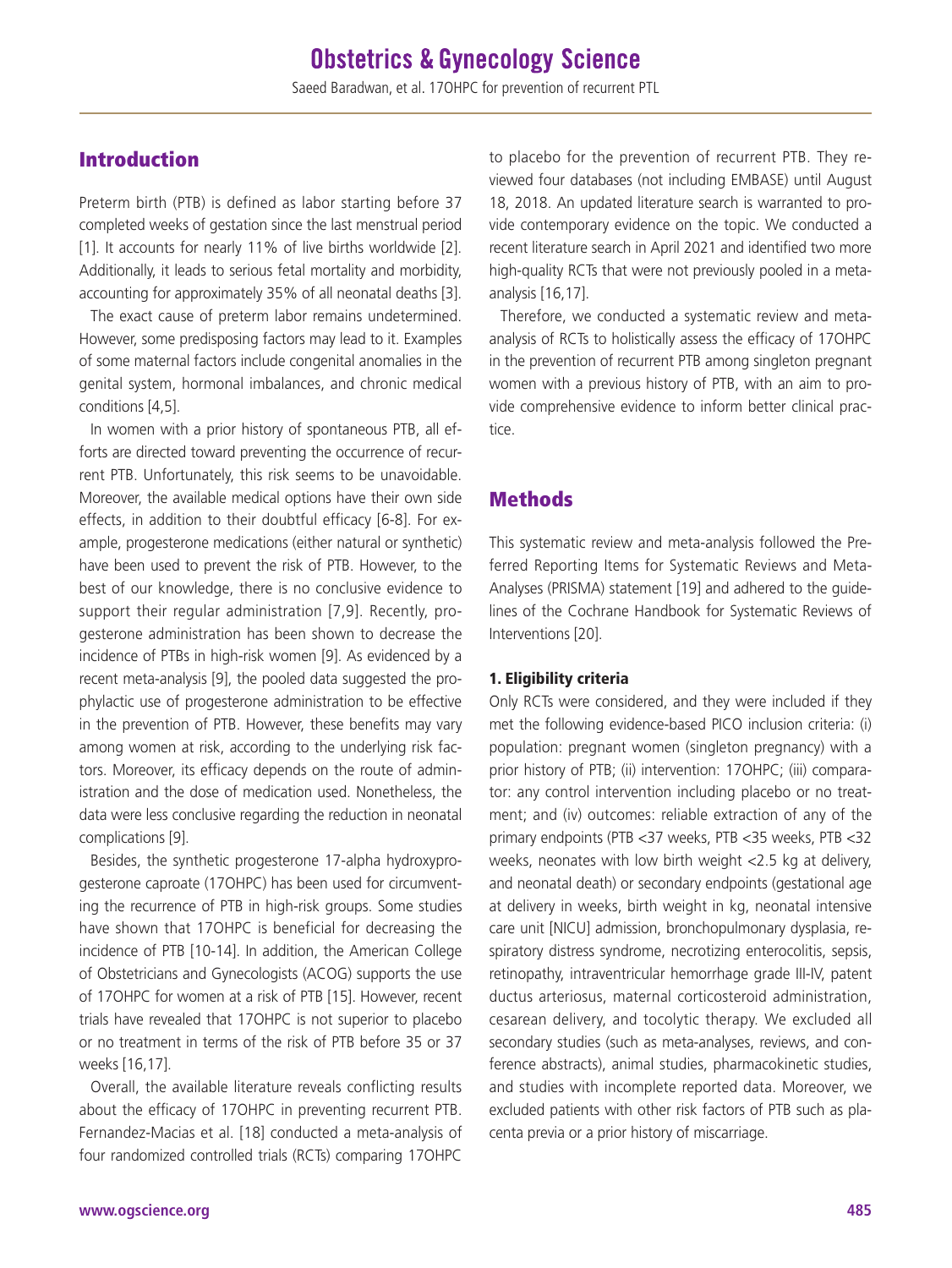## Introduction

Preterm birth (PTB) is defined as labor starting before 37 completed weeks of gestation since the last menstrual period [1]. It accounts for nearly 11% of live births worldwide [2]. Additionally, it leads to serious fetal mortality and morbidity, accounting for approximately 35% of all neonatal deaths [3].

The exact cause of preterm labor remains undetermined. However, some predisposing factors may lead to it. Examples of some maternal factors include congenital anomalies in the genital system, hormonal imbalances, and chronic medical conditions [4,5].

In women with a prior history of spontaneous PTB, all efforts are directed toward preventing the occurrence of recurrent PTB. Unfortunately, this risk seems to be unavoidable. Moreover, the available medical options have their own side effects, in addition to their doubtful efficacy [6-8]. For example, progesterone medications (either natural or synthetic) have been used to prevent the risk of PTB. However, to the best of our knowledge, there is no conclusive evidence to support their regular administration [7,9]. Recently, progesterone administration has been shown to decrease the incidence of PTBs in high-risk women [9]. As evidenced by a recent meta-analysis [9], the pooled data suggested the prophylactic use of progesterone administration to be effective in the prevention of PTB. However, these benefits may vary among women at risk, according to the underlying risk factors. Moreover, its efficacy depends on the route of administration and the dose of medication used. Nonetheless, the data were less conclusive regarding the reduction in neonatal complications [9].

Besides, the synthetic progesterone 17-alpha hydroxyprogesterone caproate (17OHPC) has been used for circumventing the recurrence of PTB in high-risk groups. Some studies have shown that 17OHPC is beneficial for decreasing the incidence of PTB [10-14]. In addition, the American College of Obstetricians and Gynecologists (ACOG) supports the use of 17OHPC for women at a risk of PTB [15]. However, recent trials have revealed that 17OHPC is not superior to placebo or no treatment in terms of the risk of PTB before 35 or 37 weeks [16,17].

Overall, the available literature reveals conflicting results about the efficacy of 17OHPC in preventing recurrent PTB. Fernandez-Macias et al. [18] conducted a meta-analysis of four randomized controlled trials (RCTs) comparing 17OHPC to placebo for the prevention of recurrent PTB. They reviewed four databases (not including EMBASE) until August 18, 2018. An updated literature search is warranted to provide contemporary evidence on the topic. We conducted a recent literature search in April 2021 and identified two more high-quality RCTs that were not previously pooled in a meta-analysis [16,17].

Therefore, we conducted a systematic review and meta-analysis of RCTs to holistically assess the efficacy of 17OHPC in the prevention of recurrent PTB among singleton pregnant women with a previous history of PTB, with an aim to provide comprehensive evidence to inform better clinical practice.

## Methods

This systematic review and meta-analysis followed the Preferred Reporting Items for Systematic Reviews and Meta-Analyses (PRISMA) statement [19] and adhered to the guidelines of the Cochrane Handbook for Systematic Reviews of Interventions [20].

### 1. Eligibility criteria

Only RCTs were considered, and they were included if they met the following evidence-based PICO inclusion criteria: (i) population: pregnant women (singleton pregnancy) with a prior history of PTB; (ii) intervention: 17OHPC; (iii) comparator: any control intervention including placebo or no treatment; and (iv) outcomes: reliable extraction of any of the primary endpoints (PTB <37 weeks, PTB <35 weeks, PTB <32 weeks, neonates with low birth weight <2.5 kg at delivery, and neonatal death) or secondary endpoints (gestational age at delivery in weeks, birth weight in kg, neonatal intensive care unit [NICU] admission, bronchopulmonary dysplasia, respiratory distress syndrome, necrotizing enterocolitis, sepsis, retinopathy, intraventricular hemorrhage grade III-IV, patent ductus arteriosus, maternal corticosteroid administration, cesarean delivery, and tocolytic therapy. We excluded all secondary studies (such as meta-analyses, reviews, and conference abstracts), animal studies, pharmacokinetic studies, and studies with incomplete reported data. Moreover, we excluded patients with other risk factors of PTB such as placenta previa or a prior history of miscarriage.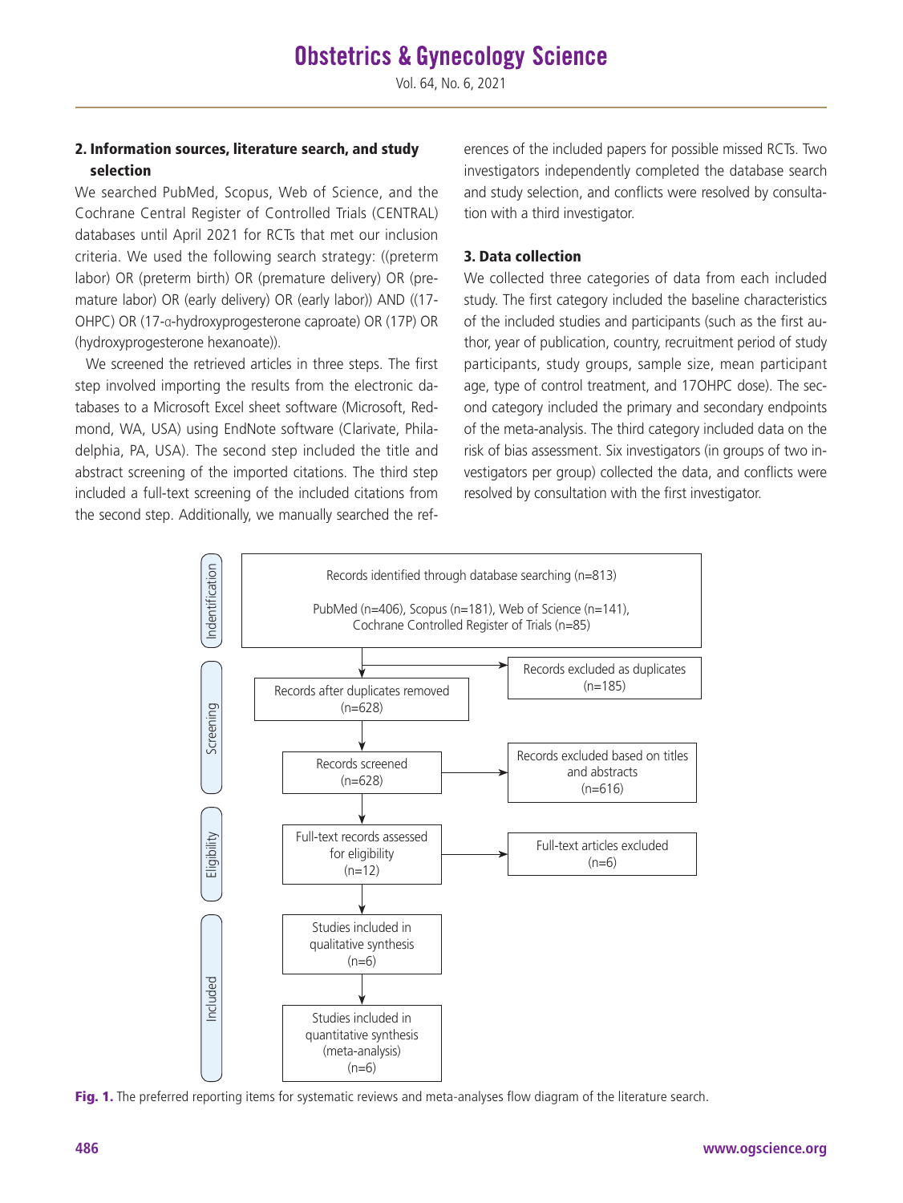## 2. Information sources, literature search, and study selection

We searched PubMed, Scopus, Web of Science, and the Cochrane Central Register of Controlled Trials (CENTRAL) databases until April 2021 for RCTs that met our inclusion criteria. We used the following search strategy: ((preterm labor) OR (preterm birth) OR (premature delivery) OR (premature labor) OR (early delivery) OR (early labor)) AND ((17-OHPC) OR (17-α-hydroxyprogesterone caproate) OR (17P) OR (hydroxyprogesterone hexanoate)).

We screened the retrieved articles in three steps. The first step involved importing the results from the electronic databases to a Microsoft Excel sheet software (Microsoft, Redmond, WA, USA) using EndNote software (Clarivate, Philadelphia, PA, USA). The second step included the title and abstract screening of the imported citations. The third step included a full-text screening of the included citations from the second step. Additionally, we manually searched the references of the included papers for possible missed RCTs. Two investigators independently completed the database search and study selection, and conflicts were resolved by consultation with a third investigator.

## 3. Data collection

We collected three categories of data from each included study. The first category included the baseline characteristics of the included studies and participants (such as the first author, year of publication, country, recruitment period of study participants, study groups, sample size, mean participant age, type of control treatment, and 17OHPC dose). The second category included the primary and secondary endpoints of the meta-analysis. The third category included data on the risk of bias assessment. Six investigators (in groups of two investigators per group) collected the data, and conflicts were resolved by consultation with the first investigator.

Indentification

Records identified through database searching (n=813)

PubMed (n=406), Scopus (n=181), Web of Science (n=141), Cochrane Controlled Register of Trials (n=85)

Screening

Records excluded as duplicates (n=185)

Records after duplicates removed (n=628)

Records screened (n=628)

Records excluded based on titles and abstracts (n=616)

Eligibility

Full-text records assessed for eligibility (n=12)

Full-text articles excluded (n=6)

Included

Studies included in qualitative synthesis (n=6)

Studies included in quantitative synthesis (meta-analysis) (n=6)

**Fig. 1.** The preferred reporting items for systematic reviews and meta-analyses flow diagram of the literature search.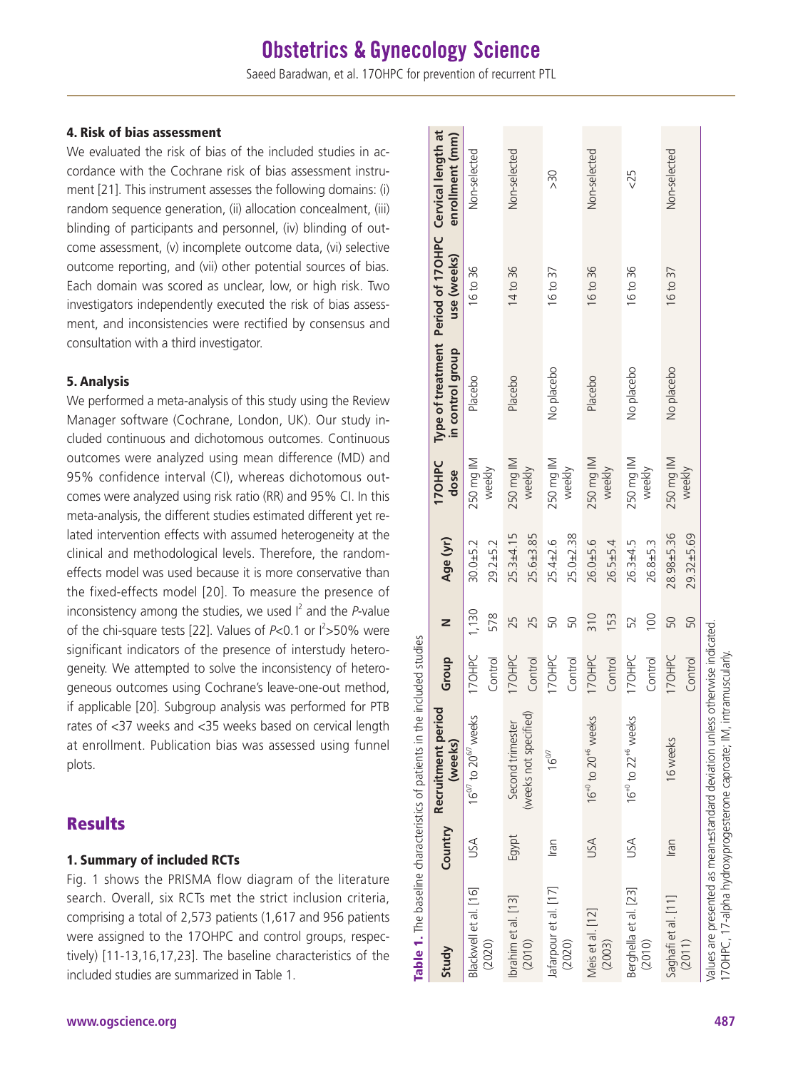### 4. Risk of bias assessment

We evaluated the risk of bias of the included studies in accordance with the Cochrane risk of bias assessment instrument [21]. This instrument assesses the following domains: (i) random sequence generation, (ii) allocation concealment, (iii) blinding of participants and personnel, (iv) blinding of outcome assessment, (v) incomplete outcome data, (vi) selective outcome reporting, and (vii) other potential sources of bias. Each domain was scored as unclear, low, or high risk. Two investigators independently executed the risk of bias assessment, and inconsistencies were rectified by consensus and consultation with a third investigator.

### 5. Analysis

We performed a meta-analysis of this study using the Review Manager software (Cochrane, London, UK). Our study included continuous and dichotomous outcomes. Continuous outcomes were analyzed using mean difference (MD) and 95% confidence interval (CI), whereas dichotomous outcomes were analyzed using risk ratio (RR) and 95% CI. In this meta-analysis, the different studies estimated different yet related intervention effects with assumed heterogeneity at the clinical and methodological levels. Therefore, the random-effects model was used because it is more conservative than the fixed-effects model [20]. To measure the presence of inconsistency among the studies, we used $I^2$ and the *P*-value of the chi-square tests [22]. Values of $P<0.1$ or $I^2>50\%$ were significant indicators of the presence of interstudy heterogeneity. We attempted to solve the inconsistency of heterogeneous outcomes using Cochrane's leave-one-out method, if applicable [20]. Subgroup analysis was performed for PTB rates of <37 weeks and <35 weeks based on cervical length at enrollment. Publication bias was assessed using funnel plots.

## Results

### 1. Summary of included RCTs

Fig. 1 shows the PRISMA flow diagram of the literature search. Overall, six RCTs met the strict inclusion criteria, comprising a total of 2,573 patients (1,617 and 956 patients were assigned to the 17OHPC and control groups, respectively) [11-13,16,17,23]. The baseline characteristics of the included studies are summarized in Table 1.

**Table 1.** The baseline characteristics of patients in the included studies

| Study | Country | Recruitment period (weeks) | Group | N | Age (yr) | 17OHPC dose | Type of treatment in control group | Period of 17OHPC use (weeks) | Cervical length at enrollment (mm) |
|---|---|---|---|---|---|---|---|---|---|
| Blackwell et al. [16] (2020) | USA | $16^{0/7}$ to $20^{6/7}$ weeks | 17OHPC | 1,130 | 30.0±5.2 | 250 mg IM weekly | Placebo | 16 to 36 | Non-selected |
| | | | Control | 578 | 29.2±5.2 | | | | |
| Ibrahim et al. [13] (2010) | Egypt | Second trimester (weeks not specified) | 17OHPC | 25 | 25.3±4.15 | 250 mg IM weekly | Placebo | 14 to 36 | Non-selected |
| | | | Control | 25 | 25.6±3.85 | | | | |
| Jafarpour et al. [17] (2020) | Iran | $16^{0/7}$ | 17OHPC | 50 | 25.4±2.6 | 250 mg IM weekly | No placebo | 16 to 37 | >30 |
| | | | Control | 50 | 25.0±2.38 | | | | |
| Meis et al. [12] (2003) | USA | $16^{+0}$ to $20^{+6}$ weeks | 17OHPC | 310 | 26.0±5.6 | 250 mg IM weekly | Placebo | 16 to 36 | Non-selected |
| | | | Control | 153 | 26.5±5.4 | | | | |
| Berghella et al. [23] (2010) | USA | $16^{+0}$ to $22^{+6}$ weeks | 17OHPC | 52 | 26.3±4.5 | 250 mg IM weekly | No placebo | 16 to 36 | <25 |
| | | | Control | 100 | 26.8±5.3 | | | | |
| Saghafi et al. [11] (2011) | Iran | 16 weeks | 17OHPC | 50 | 28.98±5.36 | 250 mg IM weekly | No placebo | 16 to 37 | Non-selected |
| | | | Control | 50 | 29.32±5.69 | | | | |

Values are presented as mean±standard deviation unless otherwise indicated.
17OHPC, 17-alpha hydroxyprogesterone caproate; IM, intramuscularly.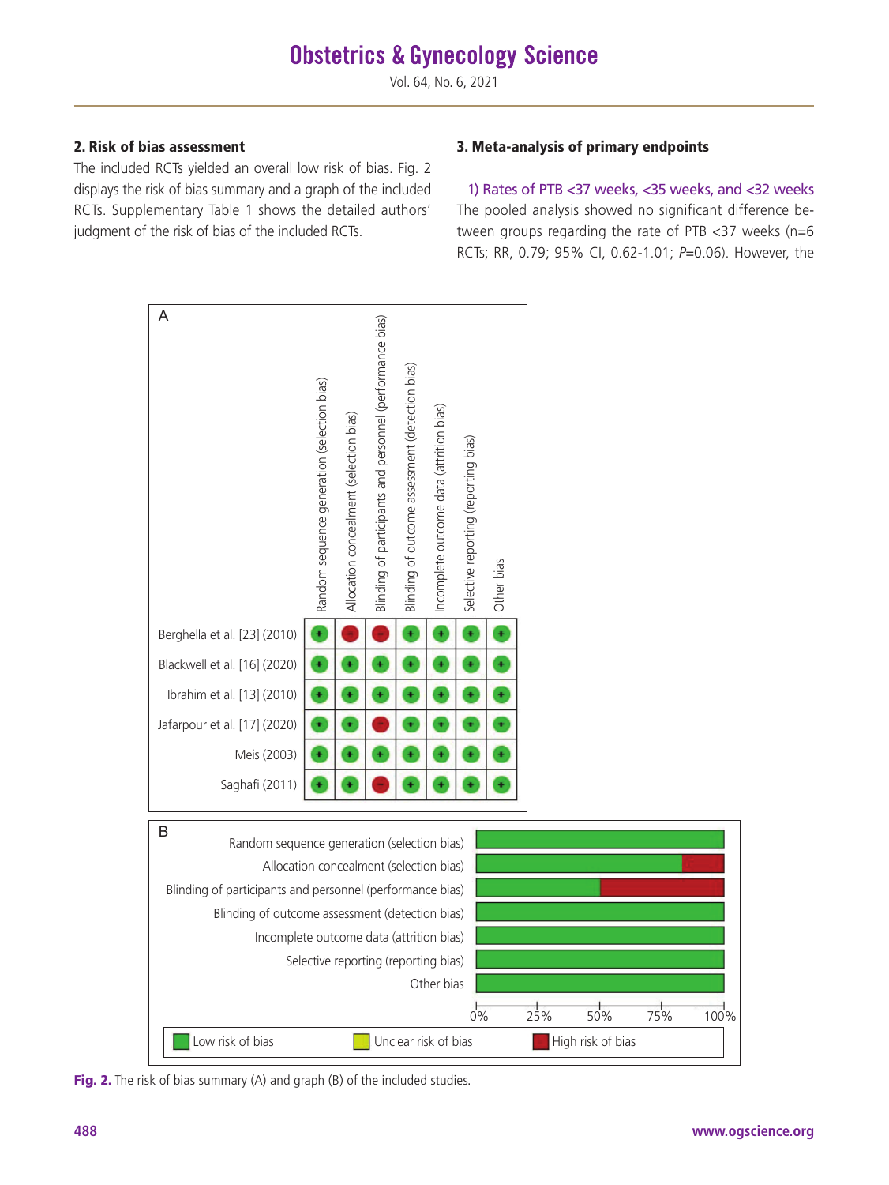### 2. Risk of bias assessment

The included RCTs yielded an overall low risk of bias. Fig. 2 displays the risk of bias summary and a graph of the included RCTs. Supplementary Table 1 shows the detailed authors' judgment of the risk of bias of the included RCTs.

### 3. Meta-analysis of primary endpoints

1) Rates of PTB <37 weeks, <35 weeks, and <32 weeks

The pooled analysis showed no significant difference between groups regarding the rate of PTB <37 weeks (n=6 RCTs; RR, 0.79; 95% CI, 0.62-1.01; *P*=0.06). However, the

A

| | Random sequence generation (selection bias) | Allocation concealment (selection bias) | Blinding of participants and personnel (performance bias) | Blinding of outcome assessment (detection bias) | Incomplete outcome data (attrition bias) | Selective reporting (reporting bias) | Other bias |
|---|---|---|---|---|---|---|---|
| Berghella et al. [23] (2010) | + | − | − | + | + | + | + |
| Blackwell et al. [16] (2020) | + | + | + | + | + | + | + |
| Ibrahim et al. [13] (2010) | + | + | + | + | + | + | + |
| Jafarpour et al. [17] (2020) | + | + | − | + | + | + | + |
| Meis (2003) | + | + | + | + | + | + | + |
| Saghafi (2011) | + | + | − | + | + | + | + |

B

Random sequence generation (selection bias)
Allocation concealment (selection bias)
Blinding of participants and personnel (performance bias)
Blinding of outcome assessment (detection bias)
Incomplete outcome data (attrition bias)
Selective reporting (reporting bias)
Other bias

0% 25% 50% 75% 100%

Low risk of bias | Unclear risk of bias | High risk of bias

**Fig. 2.** The risk of bias summary (A) and graph (B) of the included studies.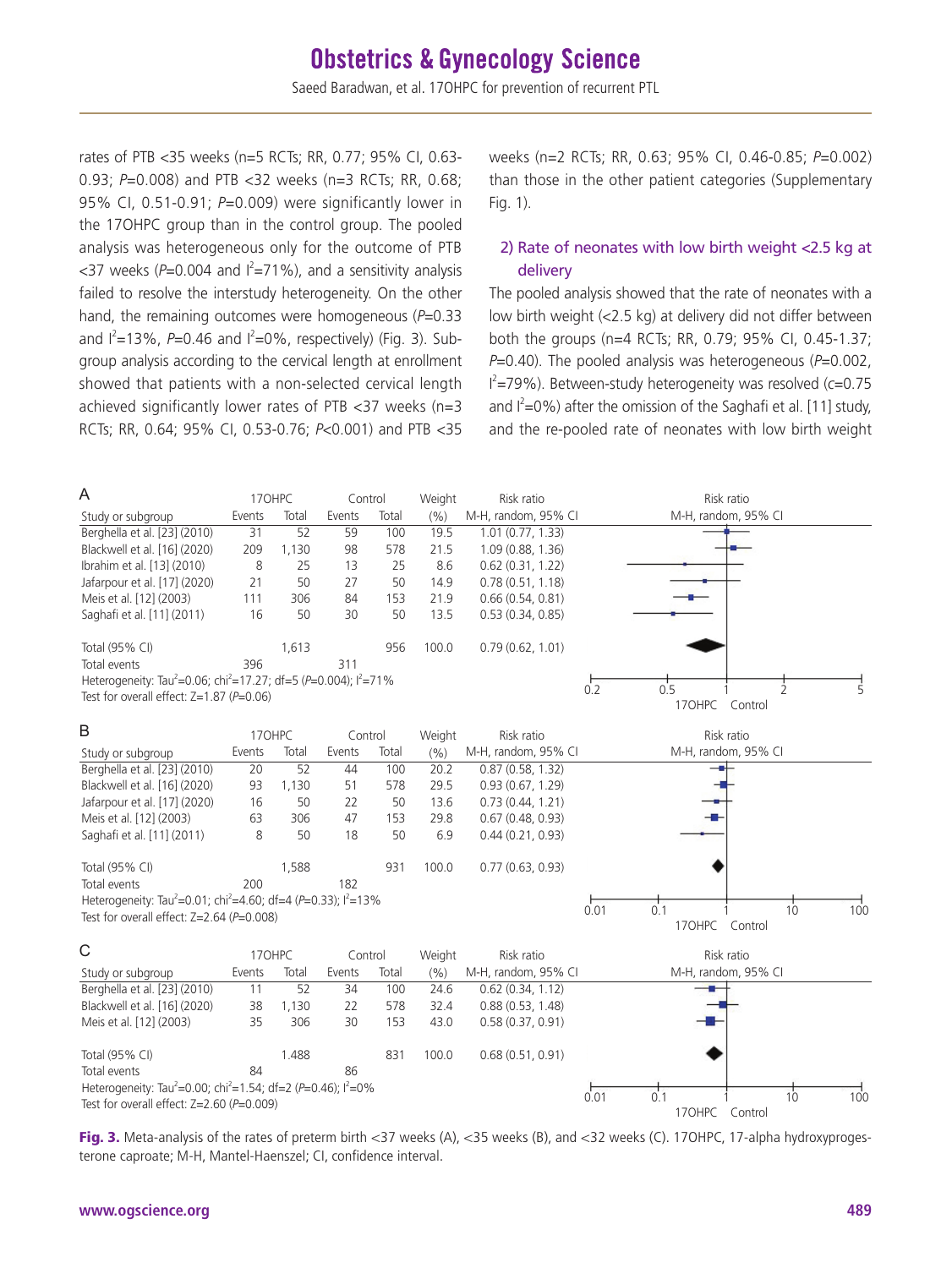rates of PTB <35 weeks (n=5 RCTs; RR, 0.77; 95% CI, 0.63-0.93; $P$=0.008) and PTB <32 weeks (n=3 RCTs; RR, 0.68; 95% CI, 0.51-0.91; $P$=0.009) were significantly lower in the 17OHPC group than in the control group. The pooled analysis was heterogeneous only for the outcome of PTB <37 weeks ($P$=0.004 and $I^2$=71%), and a sensitivity analysis failed to resolve the interstudy heterogeneity. On the other hand, the remaining outcomes were homogeneous ($P$=0.33 and $I^2$=13%, $P$=0.46 and $I^2$=0%, respectively) (Fig. 3). Subgroup analysis according to the cervical length at enrollment showed that patients with a non-selected cervical length achieved significantly lower rates of PTB <37 weeks (n=3 RCTs; RR, 0.64; 95% CI, 0.53-0.76; $P$<0.001) and PTB <35 weeks (n=2 RCTs; RR, 0.63; 95% CI, 0.46-0.85; $P$=0.002) than those in the other patient categories (Supplementary Fig. 1).

### 2) Rate of neonates with low birth weight <2.5 kg at delivery

The pooled analysis showed that the rate of neonates with a low birth weight (<2.5 kg) at delivery did not differ between both the groups (n=4 RCTs; RR, 0.79; 95% CI, 0.45-1.37; $P$=0.40). The pooled analysis was heterogeneous ($P$=0.002, $I^2$=79%). Between-study heterogeneity was resolved ($c$=0.75 and $I^2$=0%) after the omission of the Saghafi et al. [11] study, and the re-pooled rate of neonates with low birth weight

A

| Study or subgroup | 17OHPC Events | 17OHPC Total | Control Events | Control Total | Weight (%) | Risk ratio M-H, random, 95% CI |
|---|---|---|---|---|---|---|
| Berghella et al. [23] (2010) | 31 | 52 | 59 | 100 | 19.5 | 1.01 (0.77, 1.33) |
| Blackwell et al. [16] (2020) | 209 | 1,130 | 98 | 578 | 21.5 | 1.09 (0.88, 1.36) |
| Ibrahim et al. [13] (2010) | 8 | 25 | 13 | 25 | 8.6 | 0.62 (0.31, 1.22) |
| Jafarpour et al. [17] (2020) | 21 | 50 | 27 | 50 | 14.9 | 0.78 (0.51, 1.18) |
| Meis et al. [12] (2003) | 111 | 306 | 84 | 153 | 21.9 | 0.66 (0.54, 0.81) |
| Saghafi et al. [11] (2011) | 16 | 50 | 30 | 50 | 13.5 | 0.53 (0.34, 0.85) |
| Total (95% CI) | | 1,613 | | 956 | 100.0 | 0.79 (0.62, 1.01) |
| Total events | 396 | | 311 | | | |

Heterogeneity: Tau$^2$=0.06; chi$^2$=17.27; df=5 ($P$=0.004); $I^2$=71%
Test for overall effect: Z=1.87 ($P$=0.06)

B

| Study or subgroup | 17OHPC Events | 17OHPC Total | Control Events | Control Total | Weight (%) | Risk ratio M-H, random, 95% CI |
|---|---|---|---|---|---|---|
| Berghella et al. [23] (2010) | 20 | 52 | 44 | 100 | 20.2 | 0.87 (0.58, 1.32) |
| Blackwell et al. [16] (2020) | 93 | 1,130 | 51 | 578 | 29.5 | 0.93 (0.67, 1.29) |
| Jafarpour et al. [17] (2020) | 16 | 50 | 22 | 50 | 13.6 | 0.73 (0.44, 1.21) |
| Meis et al. [12] (2003) | 63 | 306 | 47 | 153 | 29.8 | 0.67 (0.48, 0.93) |
| Saghafi et al. [11] (2011) | 8 | 50 | 18 | 50 | 6.9 | 0.44 (0.21, 0.93) |
| Total (95% CI) | | 1,588 | | 931 | 100.0 | 0.77 (0.63, 0.93) |
| Total events | 200 | | 182 | | | |

Heterogeneity: Tau$^2$=0.01; chi$^2$=4.60; df=4 ($P$=0.33); $I^2$=13%
Test for overall effect: Z=2.64 ($P$=0.008)

C

| Study or subgroup | 17OHPC Events | 17OHPC Total | Control Events | Control Total | Weight (%) | Risk ratio M-H, random, 95% CI |
|---|---|---|---|---|---|---|
| Berghella et al. [23] (2010) | 11 | 52 | 34 | 100 | 24.6 | 0.62 (0.34, 1.12) |
| Blackwell et al. [16] (2020) | 38 | 1,130 | 22 | 578 | 32.4 | 0.88 (0.53, 1.48) |
| Meis et al. [12] (2003) | 35 | 306 | 30 | 153 | 43.0 | 0.58 (0.37, 0.91) |
| Total (95% CI) | | 1.488 | | 831 | 100.0 | 0.68 (0.51, 0.91) |
| Total events | 84 | | 86 | | | |

Heterogeneity: Tau$^2$=0.00; chi$^2$=1.54; df=2 ($P$=0.46); $I^2$=0%
Test for overall effect: Z=2.60 ($P$=0.009)

**Fig. 3.** Meta-analysis of the rates of preterm birth <37 weeks (A), <35 weeks (B), and <32 weeks (C). 17OHPC, 17-alpha hydroxyprogesterone caproate; M-H, Mantel-Haenszel; CI, confidence interval.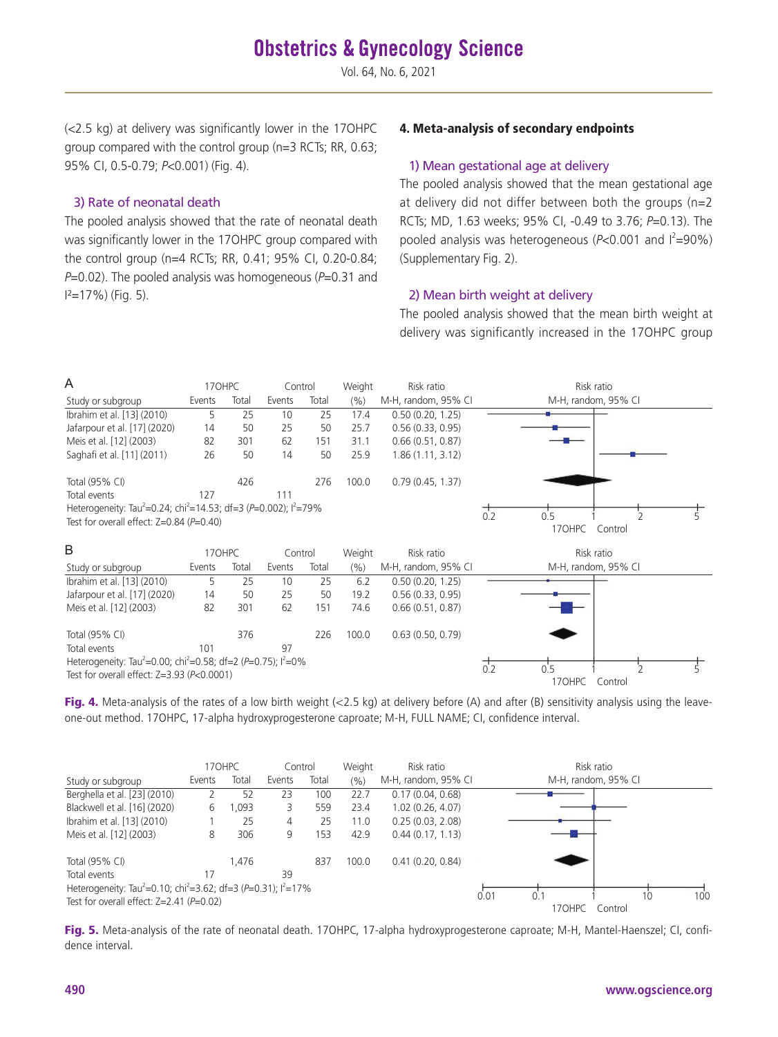(<2.5 kg) at delivery was significantly lower in the 17OHPC group compared with the control group (n=3 RCTs; RR, 0.63; 95% CI, 0.5-0.79; *P*<0.001) (Fig. 4).

### 3) Rate of neonatal death

The pooled analysis showed that the rate of neonatal death was significantly lower in the 17OHPC group compared with the control group (n=4 RCTs; RR, 0.41; 95% CI, 0.20-0.84; *P*=0.02). The pooled analysis was homogeneous (*P*=0.31 and $I^2$=17%) (Fig. 5).

## 4. Meta-analysis of secondary endpoints

### 1) Mean gestational age at delivery

The pooled analysis showed that the mean gestational age at delivery did not differ between both the groups (n=2 RCTs; MD, 1.63 weeks; 95% CI, -0.49 to 3.76; *P*=0.13). The pooled analysis was heterogeneous (*P*<0.001 and $I^2$=90%) (Supplementary Fig. 2).

### 2) Mean birth weight at delivery

The pooled analysis showed that the mean birth weight at delivery was significantly increased in the 17OHPC group

A

| Study or subgroup | 17OHPC Events | 17OHPC Total | Control Events | Control Total | Weight (%) | Risk ratio M-H, random, 95% CI |
|---|---|---|---|---|---|---|
| Ibrahim et al. [13] (2010) | 5 | 25 | 10 | 25 | 17.4 | 0.50 (0.20, 1.25) |
| Jafarpour et al. [17] (2020) | 14 | 50 | 25 | 50 | 25.7 | 0.56 (0.33, 0.95) |
| Meis et al. [12] (2003) | 82 | 301 | 62 | 151 | 31.1 | 0.66 (0.51, 0.87) |
| Saghafi et al. [11] (2011) | 26 | 50 | 14 | 50 | 25.9 | 1.86 (1.11, 3.12) |
| Total (95% CI) | | 426 | | 276 | 100.0 | 0.79 (0.45, 1.37) |
| Total events | 127 | | 111 | | | |

Heterogeneity: $Tau^2$=0.24; $chi^2$=14.53; df=3 (*P*=0.002); $I^2$=79%
Test for overall effect: Z=0.84 (*P*=0.40)

B

| Study or subgroup | 17OHPC Events | 17OHPC Total | Control Events | Control Total | Weight (%) | Risk ratio M-H, random, 95% CI |
|---|---|---|---|---|---|---|
| Ibrahim et al. [13] (2010) | 5 | 25 | 10 | 25 | 6.2 | 0.50 (0.20, 1.25) |
| Jafarpour et al. [17] (2020) | 14 | 50 | 25 | 50 | 19.2 | 0.56 (0.33, 0.95) |
| Meis et al. [12] (2003) | 82 | 301 | 62 | 151 | 74.6 | 0.66 (0.51, 0.87) |
| Total (95% CI) | | 376 | | 226 | 100.0 | 0.63 (0.50, 0.79) |
| Total events | 101 | | 97 | | | |

Heterogeneity: $Tau^2$=0.00; $chi^2$=0.58; df=2 (*P*=0.75); $I^2$=0%
Test for overall effect: Z=3.93 (*P*<0.0001)

**Fig. 4.** Meta-analysis of the rates of a low birth weight (<2.5 kg) at delivery before (A) and after (B) sensitivity analysis using the leave-one-out method. 17OHPC, 17-alpha hydroxyprogesterone caproate; M-H, FULL NAME; CI, confidence interval.

| Study or subgroup | 17OHPC Events | 17OHPC Total | Control Events | Control Total | Weight (%) | Risk ratio M-H, random, 95% CI |
|---|---|---|---|---|---|---|
| Berghella et al. [23] (2010) | 2 | 52 | 23 | 100 | 22.7 | 0.17 (0.04, 0.68) |
| Blackwell et al. [16] (2020) | 6 | 1,093 | 3 | 559 | 23.4 | 1.02 (0.26, 4.07) |
| Ibrahim et al. [13] (2010) | 1 | 25 | 4 | 25 | 11.0 | 0.25 (0.03, 2.08) |
| Meis et al. [12] (2003) | 8 | 306 | 9 | 153 | 42.9 | 0.44 (0.17, 1.13) |
| Total (95% CI) | | 1,476 | | 837 | 100.0 | 0.41 (0.20, 0.84) |
| Total events | 17 | | 39 | | | |

Heterogeneity: $Tau^2$=0.10; $chi^2$=3.62; df=3 (*P*=0.31); $I^2$=17%
Test for overall effect: Z=2.41 (*P*=0.02)

**Fig. 5.** Meta-analysis of the rate of neonatal death. 17OHPC, 17-alpha hydroxyprogesterone caproate; M-H, Mantel-Haenszel; CI, confidence interval.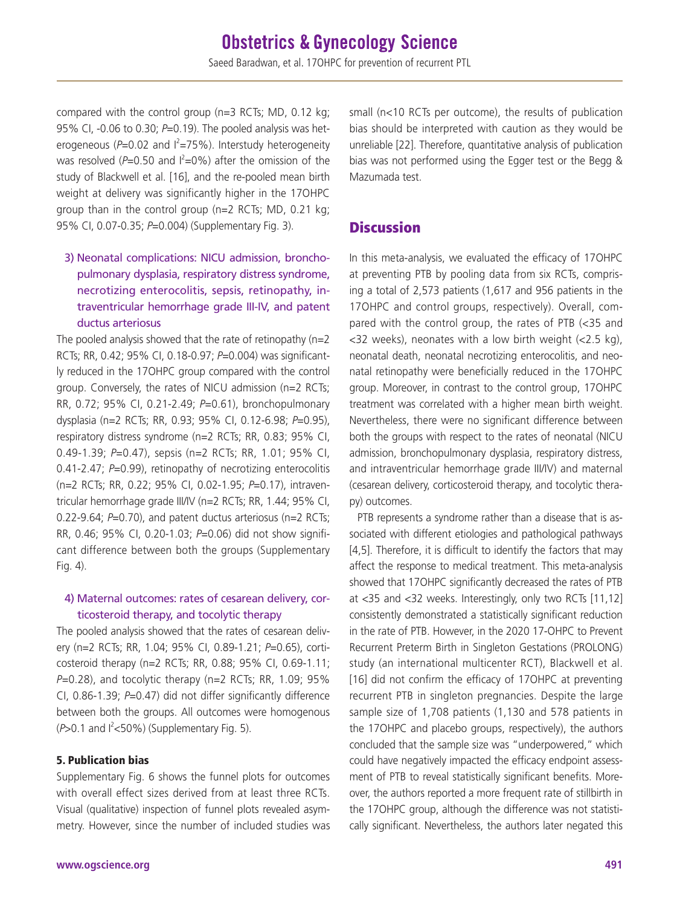compared with the control group (n=3 RCTs; MD, 0.12 kg; 95% CI, -0.06 to 0.30; *P*=0.19). The pooled analysis was heterogeneous (*P*=0.02 and $I^2$=75%). Interstudy heterogeneity was resolved (*P*=0.50 and $I^2$=0%) after the omission of the study of Blackwell et al. [16], and the re-pooled mean birth weight at delivery was significantly higher in the 17OHPC group than in the control group (n=2 RCTs; MD, 0.21 kg; 95% CI, 0.07-0.35; *P*=0.004) (Supplementary Fig. 3).

### 3) Neonatal complications: NICU admission, bronchopulmonary dysplasia, respiratory distress syndrome, necrotizing enterocolitis, sepsis, retinopathy, intraventricular hemorrhage grade III-IV, and patent ductus arteriosus

The pooled analysis showed that the rate of retinopathy (n=2 RCTs; RR, 0.42; 95% CI, 0.18-0.97; *P*=0.004) was significantly reduced in the 17OHPC group compared with the control group. Conversely, the rates of NICU admission (n=2 RCTs; RR, 0.72; 95% CI, 0.21-2.49; *P*=0.61), bronchopulmonary dysplasia (n=2 RCTs; RR, 0.93; 95% CI, 0.12-6.98; *P*=0.95), respiratory distress syndrome (n=2 RCTs; RR, 0.83; 95% CI, 0.49-1.39; *P*=0.47), sepsis (n=2 RCTs; RR, 1.01; 95% CI, 0.41-2.47; *P*=0.99), retinopathy of necrotizing enterocolitis (n=2 RCTs; RR, 0.22; 95% CI, 0.02-1.95; *P*=0.17), intraventricular hemorrhage grade III/IV (n=2 RCTs; RR, 1.44; 95% CI, 0.22-9.64; *P*=0.70), and patent ductus arteriosus (n=2 RCTs; RR, 0.46; 95% CI, 0.20-1.03; *P*=0.06) did not show significant difference between both the groups (Supplementary Fig. 4).

### 4) Maternal outcomes: rates of cesarean delivery, corticosteroid therapy, and tocolytic therapy

The pooled analysis showed that the rates of cesarean delivery (n=2 RCTs; RR, 1.04; 95% CI, 0.89-1.21; *P*=0.65), corticosteroid therapy (n=2 RCTs; RR, 0.88; 95% CI, 0.69-1.11; *P*=0.28), and tocolytic therapy (n=2 RCTs; RR, 1.09; 95% CI, 0.86-1.39; *P*=0.47) did not differ significantly difference between both the groups. All outcomes were homogenous (*P*>0.1 and $I^2$<50%) (Supplementary Fig. 5).

### 5. Publication bias

Supplementary Fig. 6 shows the funnel plots for outcomes with overall effect sizes derived from at least three RCTs. Visual (qualitative) inspection of funnel plots revealed asymmetry. However, since the number of included studies was small (n<10 RCTs per outcome), the results of publication bias should be interpreted with caution as they would be unreliable [22]. Therefore, quantitative analysis of publication bias was not performed using the Egger test or the Begg & Mazumada test.

## Discussion

In this meta-analysis, we evaluated the efficacy of 17OHPC at preventing PTB by pooling data from six RCTs, comprising a total of 2,573 patients (1,617 and 956 patients in the 17OHPC and control groups, respectively). Overall, compared with the control group, the rates of PTB (<35 and <32 weeks), neonates with a low birth weight (<2.5 kg), neonatal death, neonatal necrotizing enterocolitis, and neonatal retinopathy were beneficially reduced in the 17OHPC group. Moreover, in contrast to the control group, 17OHPC treatment was correlated with a higher mean birth weight. Nevertheless, there were no significant difference between both the groups with respect to the rates of neonatal (NICU admission, bronchopulmonary dysplasia, respiratory distress, and intraventricular hemorrhage grade III/IV) and maternal (cesarean delivery, corticosteroid therapy, and tocolytic therapy) outcomes.

PTB represents a syndrome rather than a disease that is associated with different etiologies and pathological pathways [4,5]. Therefore, it is difficult to identify the factors that may affect the response to medical treatment. This meta-analysis showed that 17OHPC significantly decreased the rates of PTB at <35 and <32 weeks. Interestingly, only two RCTs [11,12] consistently demonstrated a statistically significant reduction in the rate of PTB. However, in the 2020 17-OHPC to Prevent Recurrent Preterm Birth in Singleton Gestations (PROLONG) study (an international multicenter RCT), Blackwell et al. [16] did not confirm the efficacy of 17OHPC at preventing recurrent PTB in singleton pregnancies. Despite the large sample size of 1,708 patients (1,130 and 578 patients in the 17OHPC and placebo groups, respectively), the authors concluded that the sample size was "underpowered," which could have negatively impacted the efficacy endpoint assessment of PTB to reveal statistically significant benefits. Moreover, the authors reported a more frequent rate of stillbirth in the 17OHPC group, although the difference was not statistically significant. Nevertheless, the authors later negated this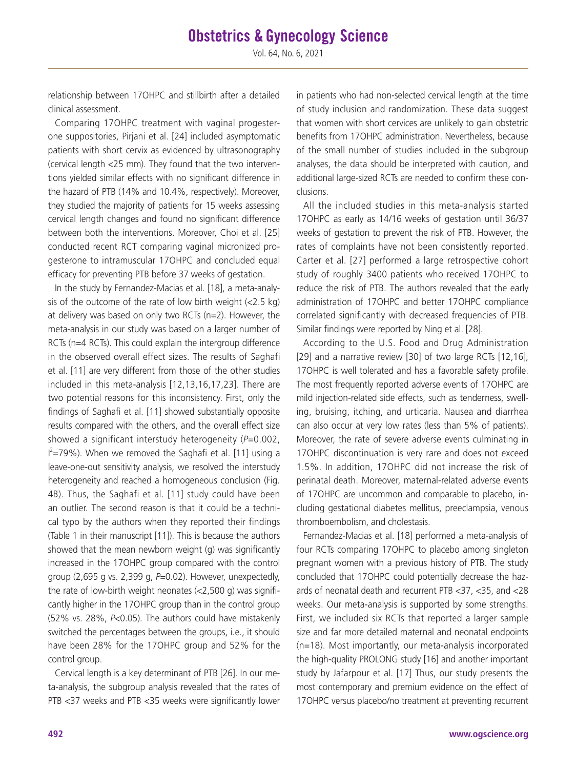relationship between 17OHPC and stillbirth after a detailed clinical assessment.

Comparing 17OHPC treatment with vaginal progesterone suppositories, Pirjani et al. [24] included asymptomatic patients with short cervix as evidenced by ultrasonography (cervical length <25 mm). They found that the two interventions yielded similar effects with no significant difference in the hazard of PTB (14% and 10.4%, respectively). Moreover, they studied the majority of patients for 15 weeks assessing cervical length changes and found no significant difference between both the interventions. Moreover, Choi et al. [25] conducted recent RCT comparing vaginal micronized progesterone to intramuscular 17OHPC and concluded equal efficacy for preventing PTB before 37 weeks of gestation.

In the study by Fernandez-Macias et al. [18], a meta-analysis of the outcome of the rate of low birth weight (<2.5 kg) at delivery was based on only two RCTs (n=2). However, the meta-analysis in our study was based on a larger number of RCTs (n=4 RCTs). This could explain the intergroup difference in the observed overall effect sizes. The results of Saghafi et al. [11] are very different from those of the other studies included in this meta-analysis [12,13,16,17,23]. There are two potential reasons for this inconsistency. First, only the findings of Saghafi et al. [11] showed substantially opposite results compared with the others, and the overall effect size showed a significant interstudy heterogeneity ($P$=0.002, $I^2$=79%). When we removed the Saghafi et al. [11] using a leave-one-out sensitivity analysis, we resolved the interstudy heterogeneity and reached a homogeneous conclusion (Fig. 4B). Thus, the Saghafi et al. [11] study could have been an outlier. The second reason is that it could be a technical typo by the authors when they reported their findings (Table 1 in their manuscript [11]). This is because the authors showed that the mean newborn weight (g) was significantly increased in the 17OHPC group compared with the control group (2,695 g vs. 2,399 g, $P$=0.02). However, unexpectedly, the rate of low-birth weight neonates (<2,500 g) was significantly higher in the 17OHPC group than in the control group (52% vs. 28%, $P$<0.05). The authors could have mistakenly switched the percentages between the groups, i.e., it should have been 28% for the 17OHPC group and 52% for the control group.

Cervical length is a key determinant of PTB [26]. In our meta-analysis, the subgroup analysis revealed that the rates of PTB <37 weeks and PTB <35 weeks were significantly lower in patients who had non-selected cervical length at the time of study inclusion and randomization. These data suggest that women with short cervices are unlikely to gain obstetric benefits from 17OHPC administration. Nevertheless, because of the small number of studies included in the subgroup analyses, the data should be interpreted with caution, and additional large-sized RCTs are needed to confirm these conclusions.

All the included studies in this meta-analysis started 17OHPC as early as 14/16 weeks of gestation until 36/37 weeks of gestation to prevent the risk of PTB. However, the rates of complaints have not been consistently reported. Carter et al. [27] performed a large retrospective cohort study of roughly 3400 patients who received 17OHPC to reduce the risk of PTB. The authors revealed that the early administration of 17OHPC and better 17OHPC compliance correlated significantly with decreased frequencies of PTB. Similar findings were reported by Ning et al. [28].

According to the U.S. Food and Drug Administration [29] and a narrative review [30] of two large RCTs [12,16], 17OHPC is well tolerated and has a favorable safety profile. The most frequently reported adverse events of 17OHPC are mild injection-related side effects, such as tenderness, swelling, bruising, itching, and urticaria. Nausea and diarrhea can also occur at very low rates (less than 5% of patients). Moreover, the rate of severe adverse events culminating in 17OHPC discontinuation is very rare and does not exceed 1.5%. In addition, 17OHPC did not increase the risk of perinatal death. Moreover, maternal-related adverse events of 17OHPC are uncommon and comparable to placebo, including gestational diabetes mellitus, preeclampsia, venous thromboembolism, and cholestasis.

Fernandez-Macias et al. [18] performed a meta-analysis of four RCTs comparing 17OHPC to placebo among singleton pregnant women with a previous history of PTB. The study concluded that 17OHPC could potentially decrease the hazards of neonatal death and recurrent PTB <37, <35, and <28 weeks. Our meta-analysis is supported by some strengths. First, we included six RCTs that reported a larger sample size and far more detailed maternal and neonatal endpoints (n=18). Most importantly, our meta-analysis incorporated the high-quality PROLONG study [16] and another important study by Jafarpour et al. [17] Thus, our study presents the most contemporary and premium evidence on the effect of 17OHPC versus placebo/no treatment at preventing recurrent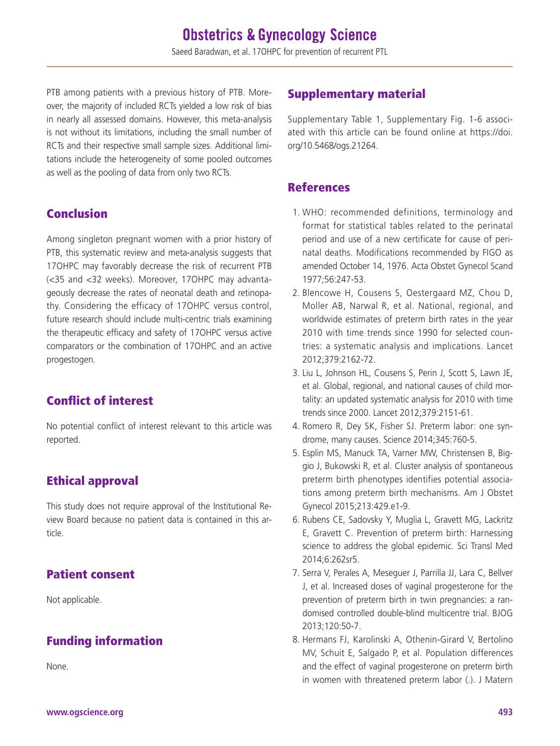PTB among patients with a previous history of PTB. Moreover, the majority of included RCTs yielded a low risk of bias in nearly all assessed domains. However, this meta-analysis is not without its limitations, including the small number of RCTs and their respective small sample sizes. Additional limitations include the heterogeneity of some pooled outcomes as well as the pooling of data from only two RCTs.

## Conclusion

Among singleton pregnant women with a prior history of PTB, this systematic review and meta-analysis suggests that 17OHPC may favorably decrease the risk of recurrent PTB (<35 and <32 weeks). Moreover, 17OHPC may advantageously decrease the rates of neonatal death and retinopathy. Considering the efficacy of 17OHPC versus control, future research should include multi-centric trials examining the therapeutic efficacy and safety of 17OHPC versus active comparators or the combination of 17OHPC and an active progestogen.

## Conflict of interest

No potential conflict of interest relevant to this article was reported.

## Ethical approval

This study does not require approval of the Institutional Review Board because no patient data is contained in this article.

## Patient consent

Not applicable.

## Funding information

None.

## Supplementary material

Supplementary Table 1, Supplementary Fig. 1-6 associated with this article can be found online at https://doi.org/10.5468/ogs.21264.

## References

1. WHO: recommended definitions, terminology and format for statistical tables related to the perinatal period and use of a new certificate for cause of perinatal deaths. Modifications recommended by FIGO as amended October 14, 1976. Acta Obstet Gynecol Scand 1977;56:247-53.
2. Blencowe H, Cousens S, Oestergaard MZ, Chou D, Moller AB, Narwal R, et al. National, regional, and worldwide estimates of preterm birth rates in the year 2010 with time trends since 1990 for selected countries: a systematic analysis and implications. Lancet 2012;379:2162-72.
3. Liu L, Johnson HL, Cousens S, Perin J, Scott S, Lawn JE, et al. Global, regional, and national causes of child mortality: an updated systematic analysis for 2010 with time trends since 2000. Lancet 2012;379:2151-61.
4. Romero R, Dey SK, Fisher SJ. Preterm labor: one syndrome, many causes. Science 2014;345:760-5.
5. Esplin MS, Manuck TA, Varner MW, Christensen B, Biggio J, Bukowski R, et al. Cluster analysis of spontaneous preterm birth phenotypes identifies potential associations among preterm birth mechanisms. Am J Obstet Gynecol 2015;213:429.e1-9.
6. Rubens CE, Sadovsky Y, Muglia L, Gravett MG, Lackritz E, Gravett C. Prevention of preterm birth: Harnessing science to address the global epidemic. Sci Transl Med 2014;6:262sr5.
7. Serra V, Perales A, Meseguer J, Parrilla JJ, Lara C, Bellver J, et al. Increased doses of vaginal progesterone for the prevention of preterm birth in twin pregnancies: a randomised controlled double-blind multicentre trial. BJOG 2013;120:50-7.
8. Hermans FJ, Karolinski A, Othenin-Girard V, Bertolino MV, Schuit E, Salgado P, et al. Population differences and the effect of vaginal progesterone on preterm birth in women with threatened preterm labor (.). J Matern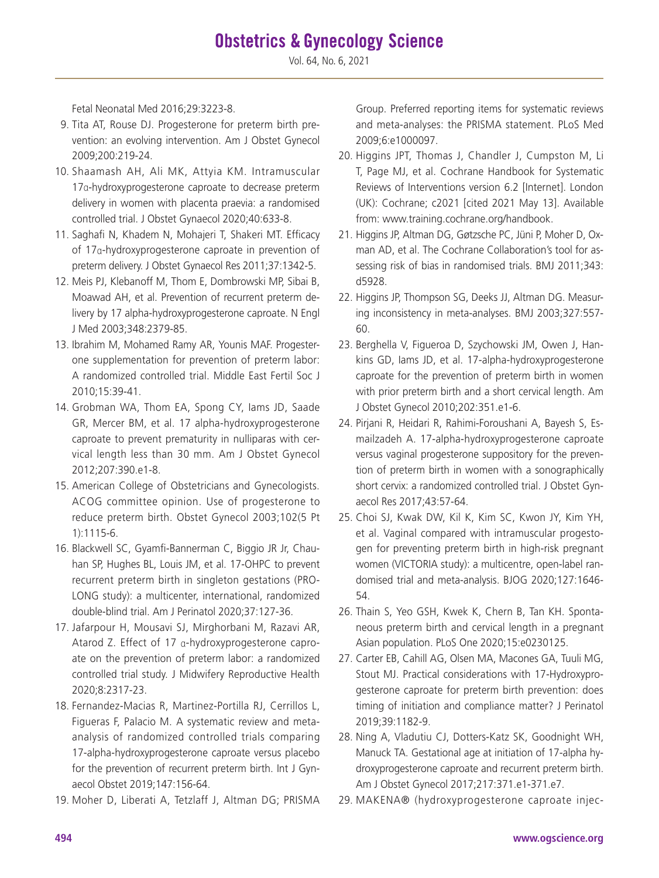Fetal Neonatal Med 2016;29:3223-8.

9. Tita AT, Rouse DJ. Progesterone for preterm birth prevention: an evolving intervention. Am J Obstet Gynecol 2009;200:219-24.
10. Shaamash AH, Ali MK, Attyia KM. Intramuscular 17α-hydroxyprogesterone caproate to decrease preterm delivery in women with placenta praevia: a randomised controlled trial. J Obstet Gynaecol 2020;40:633-8.
11. Saghafi N, Khadem N, Mohajeri T, Shakeri MT. Efficacy of 17α-hydroxyprogesterone caproate in prevention of preterm delivery. J Obstet Gynaecol Res 2011;37:1342-5.
12. Meis PJ, Klebanoff M, Thom E, Dombrowski MP, Sibai B, Moawad AH, et al. Prevention of recurrent preterm delivery by 17 alpha-hydroxyprogesterone caproate. N Engl J Med 2003;348:2379-85.
13. Ibrahim M, Mohamed Ramy AR, Younis MAF. Progesterone supplementation for prevention of preterm labor: A randomized controlled trial. Middle East Fertil Soc J 2010;15:39-41.
14. Grobman WA, Thom EA, Spong CY, Iams JD, Saade GR, Mercer BM, et al. 17 alpha-hydroxyprogesterone caproate to prevent prematurity in nulliparas with cervical length less than 30 mm. Am J Obstet Gynecol 2012;207:390.e1-8.
15. American College of Obstetricians and Gynecologists. ACOG committee opinion. Use of progesterone to reduce preterm birth. Obstet Gynecol 2003;102(5 Pt 1):1115-6.
16. Blackwell SC, Gyamfi-Bannerman C, Biggio JR Jr, Chauhan SP, Hughes BL, Louis JM, et al. 17-OHPC to prevent recurrent preterm birth in singleton gestations (PROLONG study): a multicenter, international, randomized double-blind trial. Am J Perinatol 2020;37:127-36.
17. Jafarpour H, Mousavi SJ, Mirghorbani M, Razavi AR, Atarod Z. Effect of 17 α-hydroxyprogesterone caproate on the prevention of preterm labor: a randomized controlled trial study. J Midwifery Reproductive Health 2020;8:2317-23.
18. Fernandez-Macias R, Martinez-Portilla RJ, Cerrillos L, Figueras F, Palacio M. A systematic review and meta-analysis of randomized controlled trials comparing 17-alpha-hydroxyprogesterone caproate versus placebo for the prevention of recurrent preterm birth. Int J Gynaecol Obstet 2019;147:156-64.
19. Moher D, Liberati A, Tetzlaff J, Altman DG; PRISMA Group. Preferred reporting items for systematic reviews and meta-analyses: the PRISMA statement. PLoS Med 2009;6:e1000097.
20. Higgins JPT, Thomas J, Chandler J, Cumpston M, Li T, Page MJ, et al. Cochrane Handbook for Systematic Reviews of Interventions version 6.2 [Internet]. London (UK): Cochrane; c2021 [cited 2021 May 13]. Available from: www.training.cochrane.org/handbook.
21. Higgins JP, Altman DG, Gøtzsche PC, Jüni P, Moher D, Oxman AD, et al. The Cochrane Collaboration's tool for assessing risk of bias in randomised trials. BMJ 2011;343:d5928.
22. Higgins JP, Thompson SG, Deeks JJ, Altman DG. Measuring inconsistency in meta-analyses. BMJ 2003;327:557-60.
23. Berghella V, Figueroa D, Szychowski JM, Owen J, Hankins GD, Iams JD, et al. 17-alpha-hydroxyprogesterone caproate for the prevention of preterm birth in women with prior preterm birth and a short cervical length. Am J Obstet Gynecol 2010;202:351.e1-6.
24. Pirjani R, Heidari R, Rahimi-Foroushani A, Bayesh S, Esmailzadeh A. 17-alpha-hydroxyprogesterone caproate versus vaginal progesterone suppository for the prevention of preterm birth in women with a sonographically short cervix: a randomized controlled trial. J Obstet Gynaecol Res 2017;43:57-64.
25. Choi SJ, Kwak DW, Kil K, Kim SC, Kwon JY, Kim YH, et al. Vaginal compared with intramuscular progestogen for preventing preterm birth in high-risk pregnant women (VICTORIA study): a multicentre, open-label randomised trial and meta-analysis. BJOG 2020;127:1646-54.
26. Thain S, Yeo GSH, Kwek K, Chern B, Tan KH. Spontaneous preterm birth and cervical length in a pregnant Asian population. PLoS One 2020;15:e0230125.
27. Carter EB, Cahill AG, Olsen MA, Macones GA, Tuuli MG, Stout MJ. Practical considerations with 17-Hydroxyprogesterone caproate for preterm birth prevention: does timing of initiation and compliance matter? J Perinatol 2019;39:1182-9.
28. Ning A, Vladutiu CJ, Dotters-Katz SK, Goodnight WH, Manuck TA. Gestational age at initiation of 17-alpha hydroxyprogesterone caproate and recurrent preterm birth. Am J Obstet Gynecol 2017;217:371.e1-371.e7.
29. MAKENA® (hydroxyprogesterone caproate injec-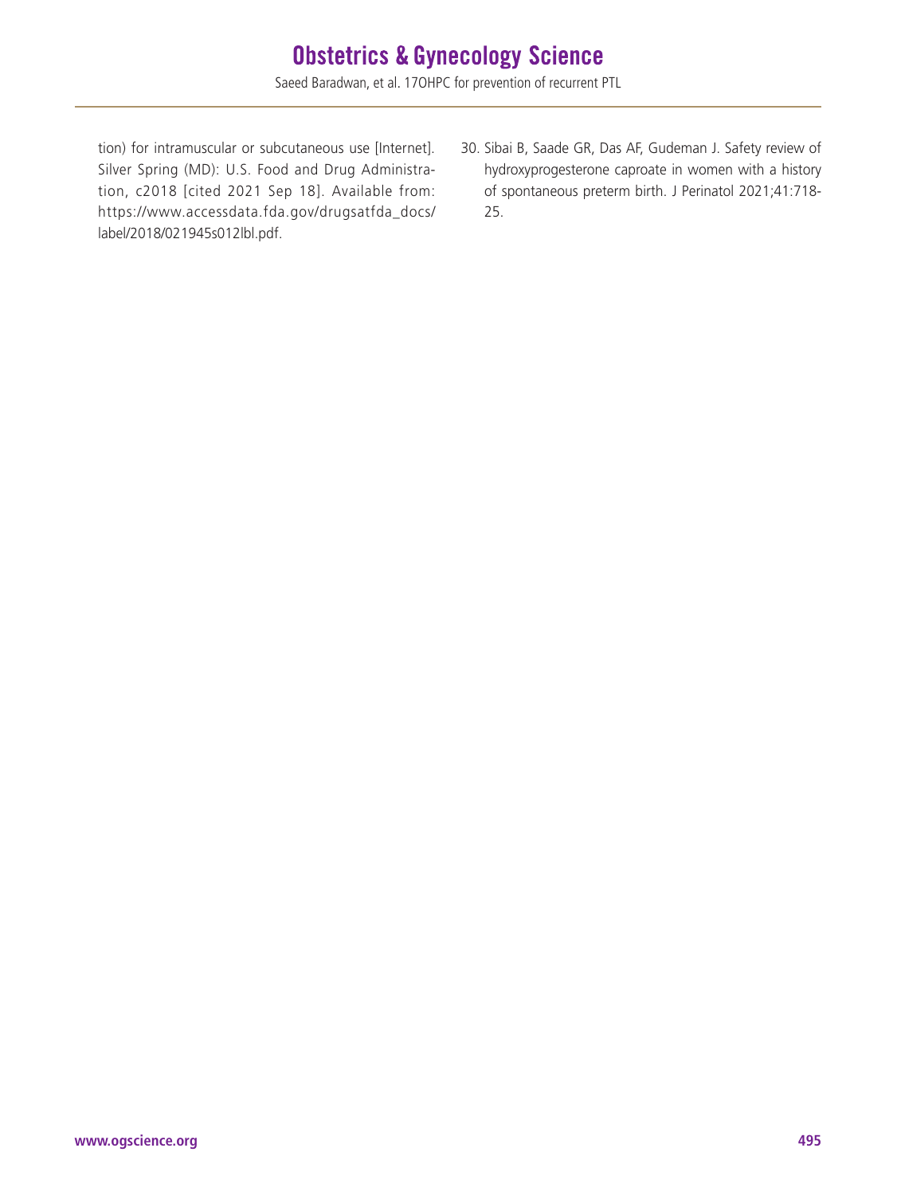tion) for intramuscular or subcutaneous use [Internet]. Silver Spring (MD): U.S. Food and Drug Administration, c2018 [cited 2021 Sep 18]. Available from: https://www.accessdata.fda.gov/drugsatfda_docs/label/2018/021945s012lbl.pdf.

30. Sibai B, Saade GR, Das AF, Gudeman J. Safety review of hydroxyprogesterone caproate in women with a history of spontaneous preterm birth. J Perinatol 2021;41:718-25.